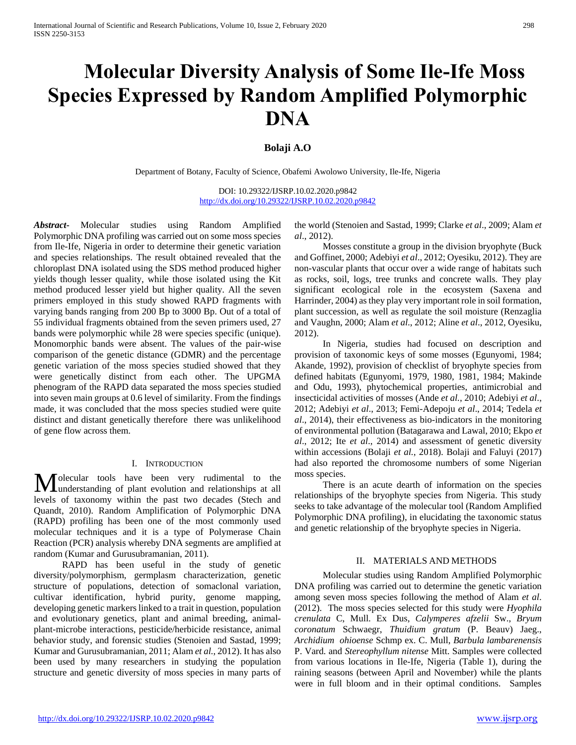# Molecular Diversity Analysis of Some Ile-Ife Moss Species Expressed by Random Amplified Polymorphic DNA

**Bolaji A.O**

Department of Botany, Faculty of Science, Obafemi Awolowo University, Ile-Ife, Nigeria

DOI: 10.29322/IJSRP.10.02.2020.p9842
http://dx.doi.org/10.29322/IJSRP.10.02.2020.p9842

***Abstract*-** Molecular studies using Random Amplified Polymorphic DNA profiling was carried out on some moss species from Ile-Ife, Nigeria in order to determine their genetic variation and species relationships. The result obtained revealed that the chloroplast DNA isolated using the SDS method produced higher yields though lesser quality, while those isolated using the Kit method produced lesser yield but higher quality. All the seven primers employed in this study showed RAPD fragments with varying bands ranging from 200 Bp to 3000 Bp. Out of a total of 55 individual fragments obtained from the seven primers used, 27 bands were polymorphic while 28 were species specific (unique). Monomorphic bands were absent. The values of the pair-wise comparison of the genetic distance (GDMR) and the percentage genetic variation of the moss species studied showed that they were genetically distinct from each other. The UPGMA phenogram of the RAPD data separated the moss species studied into seven main groups at 0.6 level of similarity. From the findings made, it was concluded that the moss species studied were quite distinct and distant genetically therefore there was unlikelihood of gene flow across them.

## I. Introduction

Molecular tools have been very rudimental to the understanding of plant evolution and relationships at all levels of taxonomy within the past two decades (Stech and Quandt, 2010). Random Amplification of Polymorphic DNA (RAPD) profiling has been one of the most commonly used molecular techniques and it is a type of Polymerase Chain Reaction (PCR) analysis whereby DNA segments are amplified at random (Kumar and Gurusubramanian, 2011).

RAPD has been useful in the study of genetic diversity/polymorphism, germplasm characterization, genetic structure of populations, detection of somaclonal variation, cultivar identification, hybrid purity, genome mapping, developing genetic markers linked to a trait in question, population and evolutionary genetics, plant and animal breeding, animal-plant-microbe interactions, pesticide/herbicide resistance, animal behavior study, and forensic studies (Stenoien and Sastad, 1999; Kumar and Gurusubramanian, 2011; Alam *et al.*, 2012). It has also been used by many researchers in studying the population structure and genetic diversity of moss species in many parts of the world (Stenoien and Sastad, 1999; Clarke *et al*., 2009; Alam *et al*., 2012).

Mosses constitute a group in the division bryophyte (Buck and Goffinet, 2000; Adebiyi *et al*., 2012; Oyesiku, 2012). They are non-vascular plants that occur over a wide range of habitats such as rocks, soil, logs, tree trunks and concrete walls. They play significant ecological role in the ecosystem (Saxena and Harrinder, 2004) as they play very important role in soil formation, plant succession, as well as regulate the soil moisture (Renzaglia and Vaughn, 2000; Alam *et al.*, 2012; Aline *et al*., 2012, Oyesiku, 2012).

In Nigeria, studies had focused on description and provision of taxonomic keys of some mosses (Egunyomi, 1984; Akande, 1992), provision of checklist of bryophyte species from defined habitats (Egunyomi, 1979, 1980, 1981, 1984; Makinde and Odu, 1993), phytochemical properties, antimicrobial and insecticidal activities of mosses (Ande *et al.*, 2010; Adebiyi *et al*., 2012; Adebiyi *et al*., 2013; Femi-Adepoju *et al*., 2014; Tedela *et al*., 2014), their effectiveness as bio-indicators in the monitoring of environmental pollution (Batagarawa and Lawal, 2010; Ekpo *et al*., 2012; Ite *et al*., 2014) and assessment of genetic diversity within accessions (Bolaji *et al.*, 2018). Bolaji and Faluyi (2017) had also reported the chromosome numbers of some Nigerian moss species.

There is an acute dearth of information on the species relationships of the bryophyte species from Nigeria. This study seeks to take advantage of the molecular tool (Random Amplified Polymorphic DNA profiling), in elucidating the taxonomic status and genetic relationship of the bryophyte species in Nigeria.

## II. Materials and Methods

Molecular studies using Random Amplified Polymorphic DNA profiling was carried out to determine the genetic variation among seven moss species following the method of Alam *et al*. (2012). The moss species selected for this study were *Hyophila crenulata* C, Mull. Ex Dus, *Calymperes afzelii* Sw., *Bryum coronatum* Schwaegr, *Thuidium gratum* (P. Beauv) Jaeg., *Archidium ohioense* Schmp ex. C. Mull, *Barbula lambarenensis* P. Vard. and *Stereophyllum nitense* Mitt. Samples were collected from various locations in Ile-Ife, Nigeria (Table 1), during the raining seasons (between April and November) while the plants were in full bloom and in their optimal conditions. Samples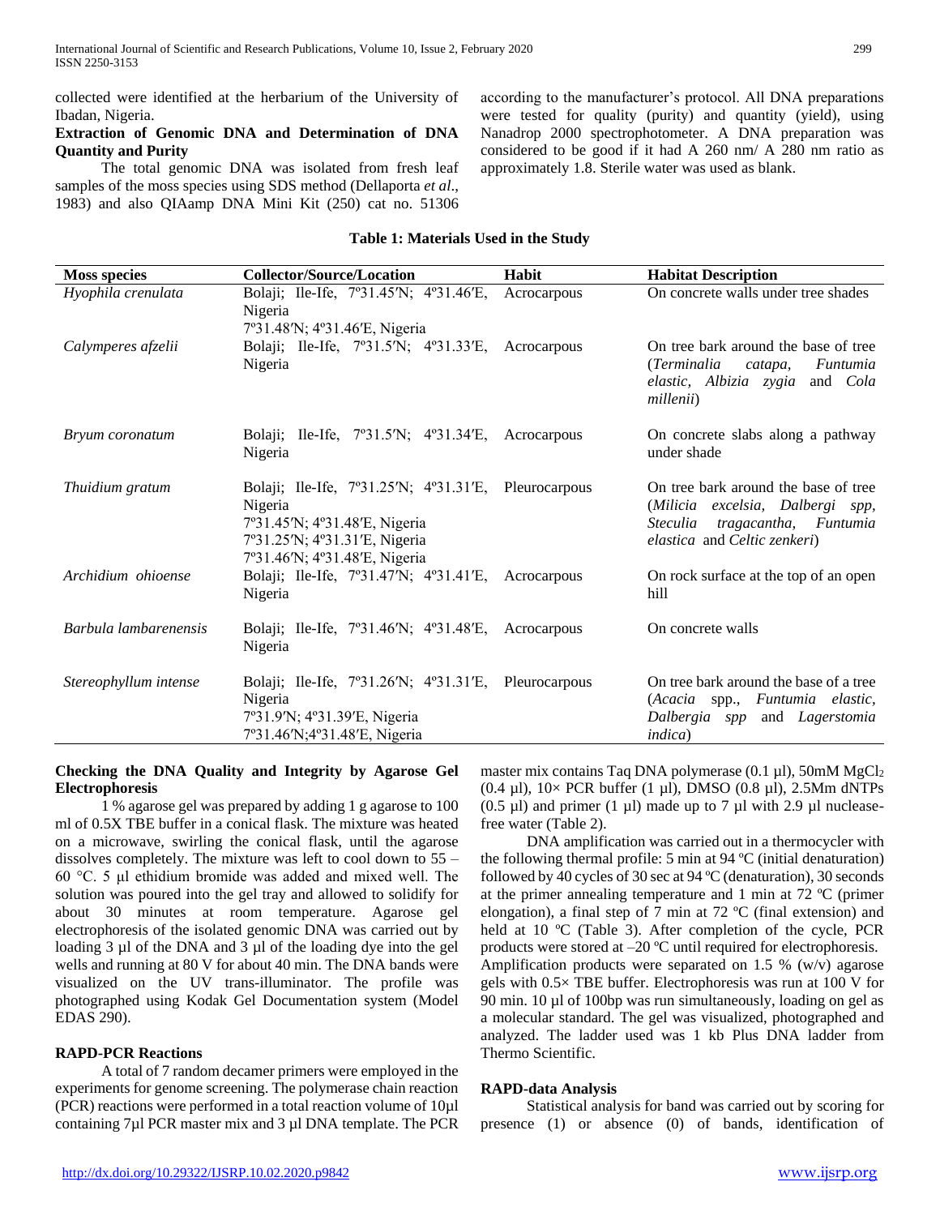collected were identified at the herbarium of the University of Ibadan, Nigeria.

**Extraction of Genomic DNA and Determination of DNA Quantity and Purity**

The total genomic DNA was isolated from fresh leaf samples of the moss species using SDS method (Dellaporta *et al*., 1983) and also QIAamp DNA Mini Kit (250) cat no. 51306 according to the manufacturer's protocol. All DNA preparations were tested for quality (purity) and quantity (yield), using Nanadrop 2000 spectrophotometer. A DNA preparation was considered to be good if it had A 260 nm/ A 280 nm ratio as approximately 1.8. Sterile water was used as blank.

**Table 1: Materials Used in the Study**

| Moss species | Collector/Source/Location | Habit | Habitat Description |
|---|---|---|---|
| *Hyophila crenulata* | Bolaji; Ile-Ife, 7º31.45′N; 4º31.46′E, Nigeria<br>7º31.48′N; 4º31.46′E, Nigeria | Acrocarpous | On concrete walls under tree shades |
| *Calymperes afzelii* | Bolaji; Ile-Ife, 7º31.5′N; 4º31.33′E, Nigeria | Acrocarpous | On tree bark around the base of tree (*Terminalia catapa, Funtumia elastic, Albizia zygia* and *Cola millenii*) |
| *Bryum coronatum* | Bolaji; Ile-Ife, 7º31.5′N; 4º31.34′E, Nigeria | Acrocarpous | On concrete slabs along a pathway under shade |
| *Thuidium gratum* | Bolaji; Ile-Ife, 7º31.25′N; 4º31.31′E, Nigeria<br>7º31.45′N; 4º31.48′E, Nigeria<br>7º31.25′N; 4º31.31′E, Nigeria<br>7º31.46′N; 4º31.48′E, Nigeria | Pleurocarpous | On tree bark around the base of tree (*Milicia excelsia, Dalbergi spp, Steculia tragacantha, Funtumia elastica* and *Celtic zenkeri*) |
| *Archidium ohioense* | Bolaji; Ile-Ife, 7º31.47′N; 4º31.41′E, Nigeria | Acrocarpous | On rock surface at the top of an open hill |
| *Barbula lambarenensis* | Bolaji; Ile-Ife, 7º31.46′N; 4º31.48′E, Nigeria | Acrocarpous | On concrete walls |
| *Stereophyllum intense* | Bolaji; Ile-Ife, 7º31.26′N; 4º31.31′E, Nigeria<br>7º31.9′N; 4º31.39′E, Nigeria<br>7º31.46′N;4º31.48′E, Nigeria | Pleurocarpous | On tree bark around the base of a tree (*Acacia* spp., *Funtumia elastic, Dalbergia spp* and *Lagerstomia indica*) |

**Checking the DNA Quality and Integrity by Agarose Gel Electrophoresis**

1 % agarose gel was prepared by adding 1 g agarose to 100 ml of 0.5X TBE buffer in a conical flask. The mixture was heated on a microwave, swirling the conical flask, until the agarose dissolves completely. The mixture was left to cool down to 55 – 60 °C. 5 µl ethidium bromide was added and mixed well. The solution was poured into the gel tray and allowed to solidify for about 30 minutes at room temperature. Agarose gel electrophoresis of the isolated genomic DNA was carried out by loading 3 µl of the DNA and 3 µl of the loading dye into the gel wells and running at 80 V for about 40 min. The DNA bands were visualized on the UV trans-illuminator. The profile was photographed using Kodak Gel Documentation system (Model EDAS 290).

**RAPD-PCR Reactions**

A total of 7 random decamer primers were employed in the experiments for genome screening. The polymerase chain reaction (PCR) reactions were performed in a total reaction volume of 10µl containing 7µl PCR master mix and 3 µl DNA template. The PCR master mix contains Taq DNA polymerase (0.1 µl), 50mM $MgCl_2$ (0.4 µl), 10× PCR buffer (1 µl), DMSO (0.8 µl), 2.5Mm dNTPs (0.5 µl) and primer (1 µl) made up to 7 µl with 2.9 µl nuclease-free water (Table 2).

DNA amplification was carried out in a thermocycler with the following thermal profile: 5 min at 94 ºC (initial denaturation) followed by 40 cycles of 30 sec at 94 ºC (denaturation), 30 seconds at the primer annealing temperature and 1 min at 72 ºC (primer elongation), a final step of 7 min at 72 ºC (final extension) and held at 10 ºC (Table 3). After completion of the cycle, PCR products were stored at –20 ºC until required for electrophoresis. Amplification products were separated on 1.5 % (w/v) agarose gels with 0.5× TBE buffer. Electrophoresis was run at 100 V for 90 min. 10 µl of 100bp was run simultaneously, loading on gel as a molecular standard. The gel was visualized, photographed and analyzed. The ladder used was 1 kb Plus DNA ladder from Thermo Scientific.

**RAPD-data Analysis**

Statistical analysis for band was carried out by scoring for presence (1) or absence (0) of bands, identification of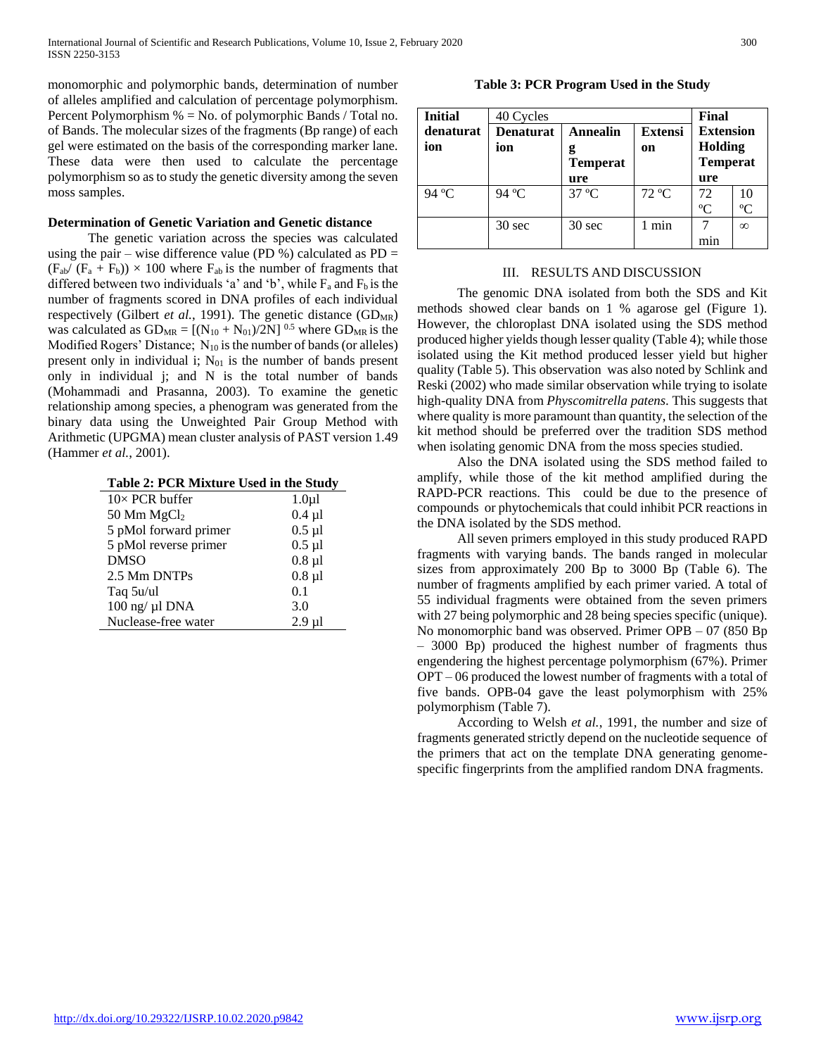monomorphic and polymorphic bands, determination of number of alleles amplified and calculation of percentage polymorphism. Percent Polymorphism % = No. of polymorphic Bands / Total no. of Bands. The molecular sizes of the fragments (Bp range) of each gel were estimated on the basis of the corresponding marker lane. These data were then used to calculate the percentage polymorphism so as to study the genetic diversity among the seven moss samples.

**Determination of Genetic Variation and Genetic distance**

The genetic variation across the species was calculated using the pair – wise difference value (PD %) calculated as $PD = (F_{ab}/ (F_a + F_b)) \times 100$ where $F_{ab}$ is the number of fragments that differed between two individuals 'a' and 'b', while $F_a$ and $F_b$ is the number of fragments scored in DNA profiles of each individual respectively (Gilbert *et al.*, 1991). The genetic distance ($GD_{MR}$) was calculated as $GD_{MR} = [(N_{10} + N_{01})/2N]^{0.5}$ where $GD_{MR}$ is the Modified Rogers' Distance; $N_{10}$ is the number of bands (or alleles) present only in individual i; $N_{01}$ is the number of bands present only in individual j; and N is the total number of bands (Mohammadi and Prasanna, 2003). To examine the genetic relationship among species, a phenogram was generated from the binary data using the Unweighted Pair Group Method with Arithmetic (UPGMA) mean cluster analysis of PAST version 1.49 (Hammer *et al.*, 2001).

**Table 2: PCR Mixture Used in the Study**

| | |
|---|---|
| 10× PCR buffer | 1.0µl |
| 50 Mm $MgCl_2$ | 0.4 µl |
| 5 pMol forward primer | 0.5 µl |
| 5 pMol reverse primer | 0.5 µl |
| DMSO | 0.8 µl |
| 2.5 Mm DNTPs | 0.8 µl |
| Taq 5u/ul | 0.1 |
| 100 ng/ µl DNA | 3.0 |
| Nuclease-free water | 2.9 µl |

**Table 3: PCR Program Used in the Study**

| Initial denaturation | 40 Cycles | | | Final Extension Holding Temperature | |
|---|---|---|---|---|---|
| | Denaturation | Annealing Temperature | Extension | | |
| 94 ºC | 94 ºC | 37 ºC | 72 ºC | 72 ºC | 10 ºC |
| | 30 sec | 30 sec | 1 min | 7 min | ∞ |

## III. RESULTS AND DISCUSSION

The genomic DNA isolated from both the SDS and Kit methods showed clear bands on 1 % agarose gel (Figure 1). However, the chloroplast DNA isolated using the SDS method produced higher yields though lesser quality (Table 4); while those isolated using the Kit method produced lesser yield but higher quality (Table 5). This observation was also noted by Schlink and Reski (2002) who made similar observation while trying to isolate high-quality DNA from *Physcomitrella patens*. This suggests that where quality is more paramount than quantity, the selection of the kit method should be preferred over the tradition SDS method when isolating genomic DNA from the moss species studied.

Also the DNA isolated using the SDS method failed to amplify, while those of the kit method amplified during the RAPD-PCR reactions. This could be due to the presence of compounds or phytochemicals that could inhibit PCR reactions in the DNA isolated by the SDS method.

All seven primers employed in this study produced RAPD fragments with varying bands. The bands ranged in molecular sizes from approximately 200 Bp to 3000 Bp (Table 6). The number of fragments amplified by each primer varied. A total of 55 individual fragments were obtained from the seven primers with 27 being polymorphic and 28 being species specific (unique). No monomorphic band was observed. Primer OPB – 07 (850 Bp – 3000 Bp) produced the highest number of fragments thus engendering the highest percentage polymorphism (67%). Primer OPT – 06 produced the lowest number of fragments with a total of five bands. OPB-04 gave the least polymorphism with 25% polymorphism (Table 7).

According to Welsh *et al.*, 1991, the number and size of fragments generated strictly depend on the nucleotide sequence of the primers that act on the template DNA generating genome-specific fingerprints from the amplified random DNA fragments.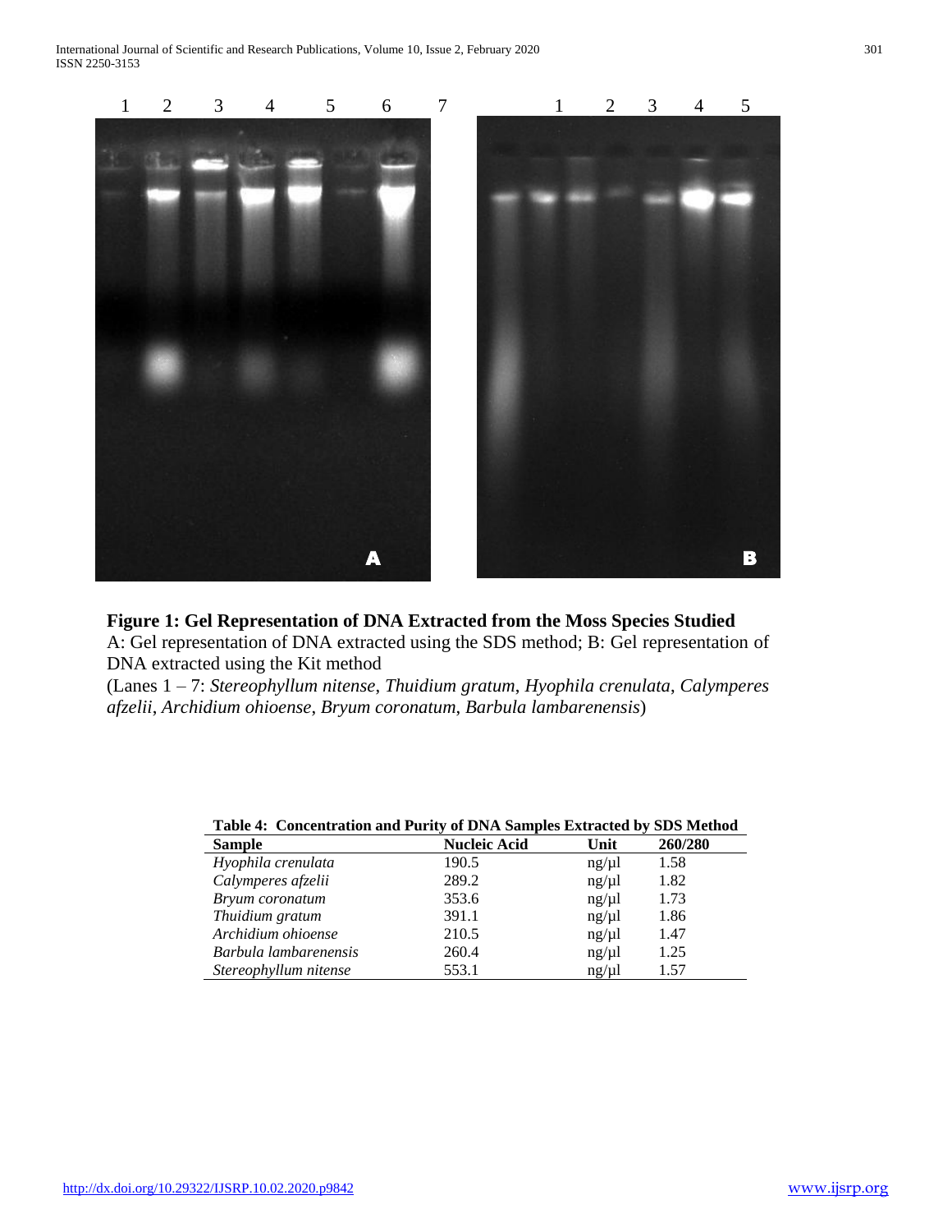**Figure 1: Gel Representation of DNA Extracted from the Moss Species Studied**
A: Gel representation of DNA extracted using the SDS method; B: Gel representation of DNA extracted using the Kit method
(Lanes 1 – 7: *Stereophyllum nitense*, *Thuidium gratum*, *Hyophila crenulata*, *Calymperes afzelii*, *Archidium ohioense*, *Bryum coronatum*, *Barbula lambarenensis*)

**Table 4: Concentration and Purity of DNA Samples Extracted by SDS Method**

| Sample | Nucleic Acid | Unit | 260/280 |
|---|---|---|---|
| *Hyophila crenulata* | 190.5 | ng/µl | 1.58 |
| *Calymperes afzelii* | 289.2 | ng/µl | 1.82 |
| *Bryum coronatum* | 353.6 | ng/µl | 1.73 |
| *Thuidium gratum* | 391.1 | ng/µl | 1.86 |
| *Archidium ohioense* | 210.5 | ng/µl | 1.47 |
| *Barbula lambarenensis* | 260.4 | ng/µl | 1.25 |
| *Stereophyllum nitense* | 553.1 | ng/µl | 1.57 |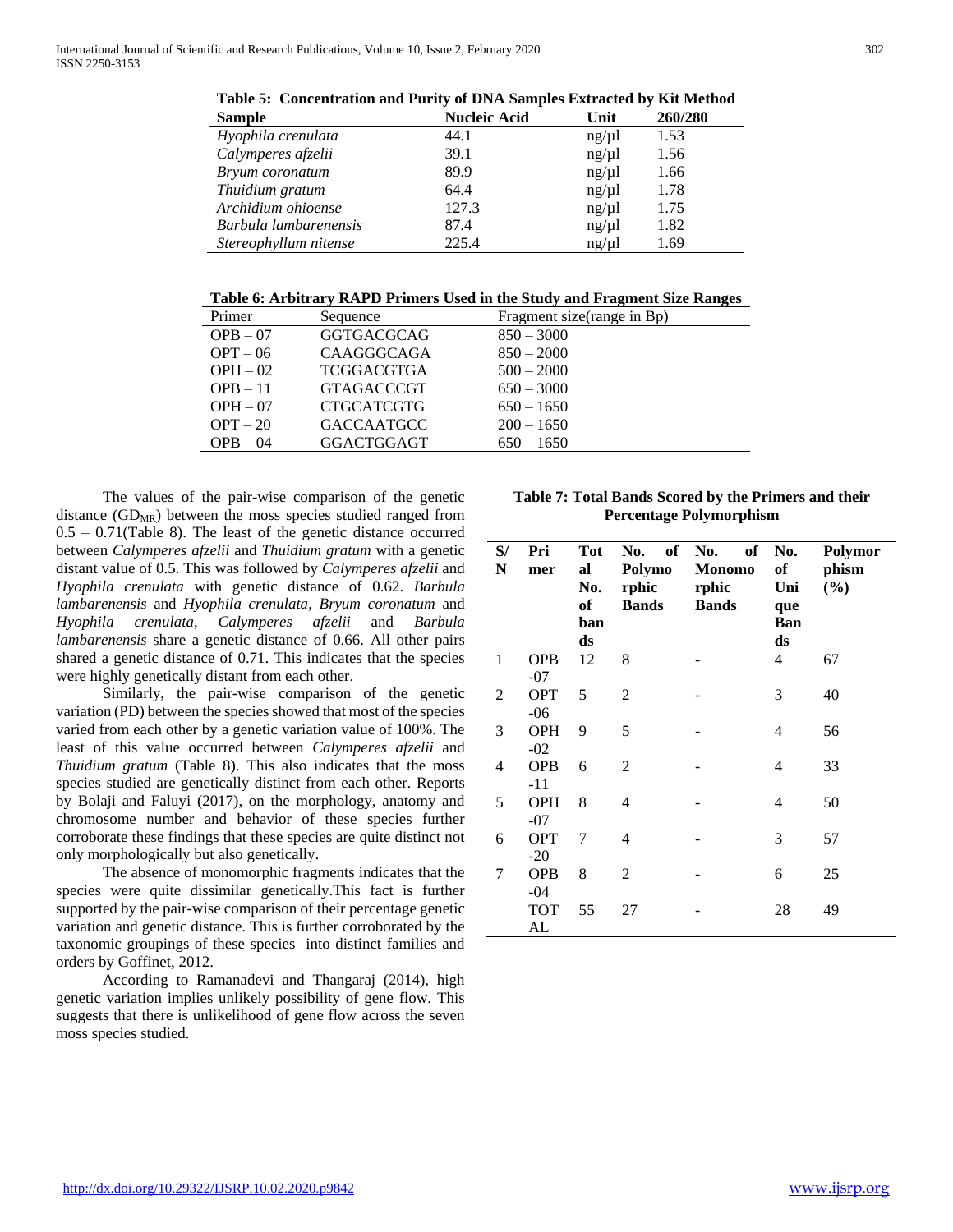**Table 5: Concentration and Purity of DNA Samples Extracted by Kit Method**

| Sample | Nucleic Acid | Unit | 260/280 |
|---|---|---|---|
| *Hyophila crenulata* | 44.1 | ng/µl | 1.53 |
| *Calymperes afzelii* | 39.1 | ng/µl | 1.56 |
| *Bryum coronatum* | 89.9 | ng/µl | 1.66 |
| *Thuidium gratum* | 64.4 | ng/µl | 1.78 |
| *Archidium ohioense* | 127.3 | ng/µl | 1.75 |
| *Barbula lambarenensis* | 87.4 | ng/µl | 1.82 |
| *Stereophyllum nitense* | 225.4 | ng/µl | 1.69 |

**Table 6: Arbitrary RAPD Primers Used in the Study and Fragment Size Ranges**

| Primer | Sequence | Fragment size(range in Bp) |
|---|---|---|
| OPB – 07 | GGTGACGCAG | 850 – 3000 |
| OPT – 06 | CAAGGGCAGA | 850 – 2000 |
| OPH – 02 | TCGGACGTGA | 500 – 2000 |
| OPB – 11 | GTAGACCCGT | 650 – 3000 |
| OPH – 07 | CTGCATCGTG | 650 – 1650 |
| OPT – 20 | GACCAATGCC | 200 – 1650 |
| OPB – 04 | GGACTGGAGT | 650 – 1650 |

The values of the pair-wise comparison of the genetic distance ($GD_{MR}$) between the moss species studied ranged from 0.5 – 0.71(Table 8). The least of the genetic distance occurred between *Calymperes afzelii* and *Thuidium gratum* with a genetic distant value of 0.5. This was followed by *Calymperes afzelii* and *Hyophila crenulata* with genetic distance of 0.62. *Barbula lambarenensis* and *Hyophila crenulata, Bryum coronatum* and *Hyophila crenulata, Calymperes afzelii* and *Barbula lambarenensis* share a genetic distance of 0.66. All other pairs shared a genetic distance of 0.71. This indicates that the species were highly genetically distant from each other.

Similarly, the pair-wise comparison of the genetic variation (PD) between the species showed that most of the species varied from each other by a genetic variation value of 100%. The least of this value occurred between *Calymperes afzelii* and *Thuidium gratum* (Table 8). This also indicates that the moss species studied are genetically distinct from each other. Reports by Bolaji and Faluyi (2017), on the morphology, anatomy and chromosome number and behavior of these species further corroborate these findings that these species are quite distinct not only morphologically but also genetically.

The absence of monomorphic fragments indicates that the species were quite dissimilar genetically.This fact is further supported by the pair-wise comparison of their percentage genetic variation and genetic distance. This is further corroborated by the taxonomic groupings of these species into distinct families and orders by Goffinet, 2012.

According to Ramanadevi and Thangaraj (2014), high genetic variation implies unlikely possibility of gene flow. This suggests that there is unlikelihood of gene flow across the seven moss species studied.

**Table 7: Total Bands Scored by the Primers and their Percentage Polymorphism**

| S/N | Primer | Total No. of bands | No. of Polymorphic Bands | No. of Monomorphic Bands | No. of Unique Bands | Polymorphism (%) |
|---|---|---|---|---|---|---|
| 1 | OPB-07 | 12 | 8 | - | 4 | 67 |
| 2 | OPT-06 | 5 | 2 | - | 3 | 40 |
| 3 | OPH-02 | 9 | 5 | - | 4 | 56 |
| 4 | OPB-11 | 6 | 2 | - | 4 | 33 |
| 5 | OPH-07 | 8 | 4 | - | 4 | 50 |
| 6 | OPT-20 | 7 | 4 | - | 3 | 57 |
| 7 | OPB-04 | 8 | 2 | - | 6 | 25 |
| | TOTAL | 55 | 27 | - | 28 | 49 |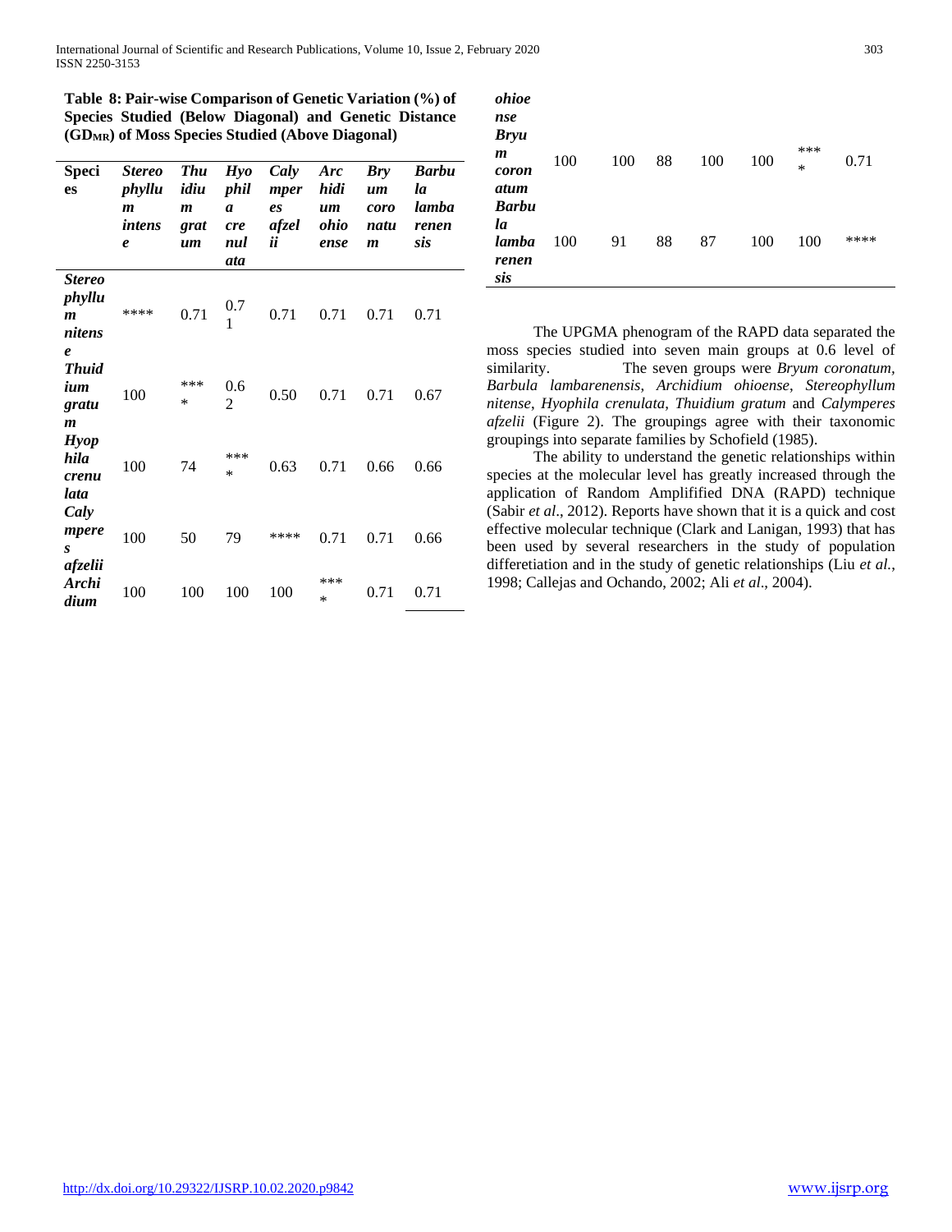**Table 8: Pair-wise Comparison of Genetic Variation (%) of Species Studied (Below Diagonal) and Genetic Distance ($GD_{MR}$) of Moss Species Studied (Above Diagonal)**

| Species | *Stereophyllum intense* | *Thuidium gratum* | *Hyophila crenulata* | *Calymperes afzelii* | *Archidium ohioense* | *Bryum coronatum* | *Barbula lambarenensis* |
|---|---|---|---|---|---|---|---|
| *Stereophyllum nitense* | **** | 0.71 | 0.71 | 0.71 | 0.71 | 0.71 | 0.71 |
| *Thuidium gratum* | 100 | **** | 0.62 | 0.50 | 0.71 | 0.71 | 0.67 |
| *Hyophila crenulata* | 100 | 74 | **** | 0.63 | 0.71 | 0.66 | 0.66 |
| *Calympere s afzelii* | 100 | 50 | 79 | **** | 0.71 | 0.71 | 0.66 |
| *Archidium ohioense* | 100 | 100 | 100 | 100 | **** | 0.71 | 0.71 |
| *Bryum coronatum* | 100 | 100 | 88 | 100 | 100 | **** | 0.71 |
| *Barbula lambarenensis* | 100 | 91 | 88 | 87 | 100 | 100 | **** |

The UPGMA phenogram of the RAPD data separated the moss species studied into seven main groups at 0.6 level of similarity. The seven groups were *Bryum coronatum, Barbula lambarenensis, Archidium ohioense, Stereophyllum nitense, Hyophila crenulata, Thuidium gratum* and *Calympheres afzelii* (Figure 2). The groupings agree with their taxonomic groupings into separate families by Schofield (1985).

The ability to understand the genetic relationships within species at the molecular level has greatly increased through the application of Random Amplifiied DNA (RAPD) technique (Sabir *et al*., 2012). Reports have shown that it is a quick and cost effective molecular technique (Clark and Lanigan, 1993) that has been used by several researchers in the study of population differetiation and in the study of genetic relationships (Liu *et al.*, 1998; Callejas and Ochando, 2002; Ali *et al*., 2004).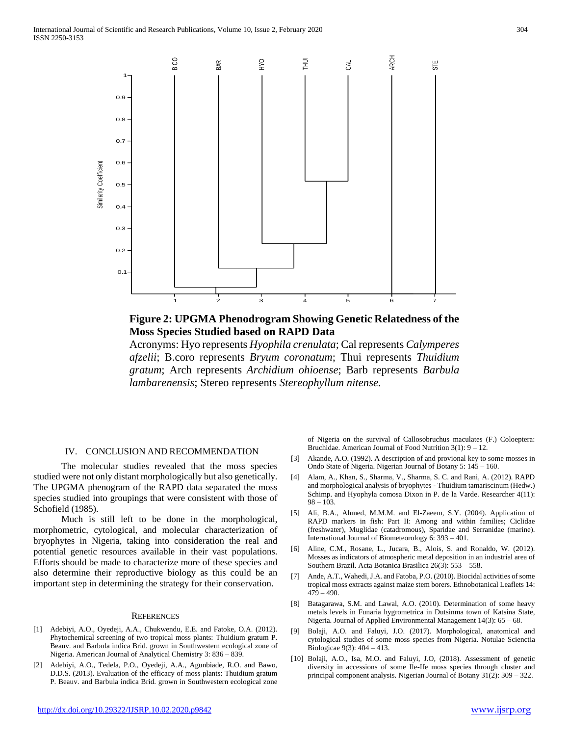**Figure 2: UPGMA Phenodrogram Showing Genetic Relatedness of the Moss Species Studied based on RAPD Data**

Acronyms: Hyo represents *Hyophila crenulata*; Cal represents *Calymperes afzelii*; B.coro represents *Bryum coronatum*; Thui represents *Thuidium gratum*; Arch represents *Archidium ohioense*; Barb represents *Barbula lambarenensis*; Stereo represents *Stereophyllum nitense.*

## IV. CONCLUSION AND RECOMMENDATION

The molecular studies revealed that the moss species studied were not only distant morphologically but also genetically. The UPGMA phenogram of the RAPD data separated the moss species studied into groupings that were consistent with those of Schofield (1985).

Much is still left to be done in the morphological, morphometric, cytological, and molecular characterization of bryophytes in Nigeria, taking into consideration the real and potential genetic resources available in their vast populations. Efforts should be made to characterize more of these species and also determine their reproductive biology as this could be an important step in determining the strategy for their conservation.

## REFERENCES

[1] Adebiyi, A.O., Oyedeji, A.A., Chukwendu, E.E. and Fatoke, O.A. (2012). Phytochemical screening of two tropical moss plants: Thuidium gratum P. Beauv. and Barbula indica Brid. grown in Southwestern ecological zone of Nigeria. American Journal of Analytical Chemistry 3: 836 – 839.

[2] Adebiyi, A.O., Tedela, P.O., Oyedeji, A.A., Agunbiade, R.O. and Bawo, D.D.S. (2013). Evaluation of the efficacy of moss plants: Thuidium gratum P. Beauv. and Barbula indica Brid. grown in Southwestern ecological zone of Nigeria on the survival of Callosobruchus maculates (F.) Coloeptera: Bruchidae. American Journal of Food Nutrition 3(1): 9 – 12.

[3] Akande, A.O. (1992). A description of and provional key to some mosses in Ondo State of Nigeria. Nigerian Journal of Botany 5: 145 – 160.

[4] Alam, A., Khan, S., Sharma, V., Sharma, S. C. and Rani, A. (2012). RAPD and morphological analysis of bryophytes - Thuidium tamariscinum (Hedw.) Schimp. and Hyophyla comosa Dixon in P. de la Varde. Researcher 4(11): 98 – 103.

[5] Ali, B.A., Ahmed, M.M.M. and El-Zaeem, S.Y. (2004). Application of RAPD markers in fish: Part II: Among and within families; Ciclidae (freshwater), Muglidae (catadromous), Sparidae and Serranidae (marine). International Journal of Biometeorology 6: 393 – 401.

[6] Aline, C.M., Rosane, L., Jucara, B., Alois, S. and Ronaldo, W. (2012). Mosses as indicators of atmospheric metal deposition in an industrial area of Southern Brazil. Acta Botanica Brasilica 26(3): 553 – 558.

[7] Ande, A.T., Wahedi, J.A. and Fatoba, P.O. (2010). Biocidal activities of some tropical moss extracts against maize stem borers. Ethnobotanical Leaflets 14: 479 – 490.

[8] Batagarawa, S.M. and Lawal, A.O. (2010). Determination of some heavy metals levels in Funaria hygrometrica in Dutsinma town of Katsina State, Nigeria. Journal of Applied Environmental Management 14(3): 65 – 68.

[9] Bolaji, A.O. and Faluyi, J.O. (2017). Morphological, anatomical and cytological studies of some moss species from Nigeria. Notulae Scienctia Biologicae 9(3): 404 – 413.

[10] Bolaji, A.O., Isa, M.O. and Faluyi, J.O, (2018). Assessment of genetic diversity in accessions of some Ile-Ife moss species through cluster and principal component analysis. Nigerian Journal of Botany 31(2): 309 – 322.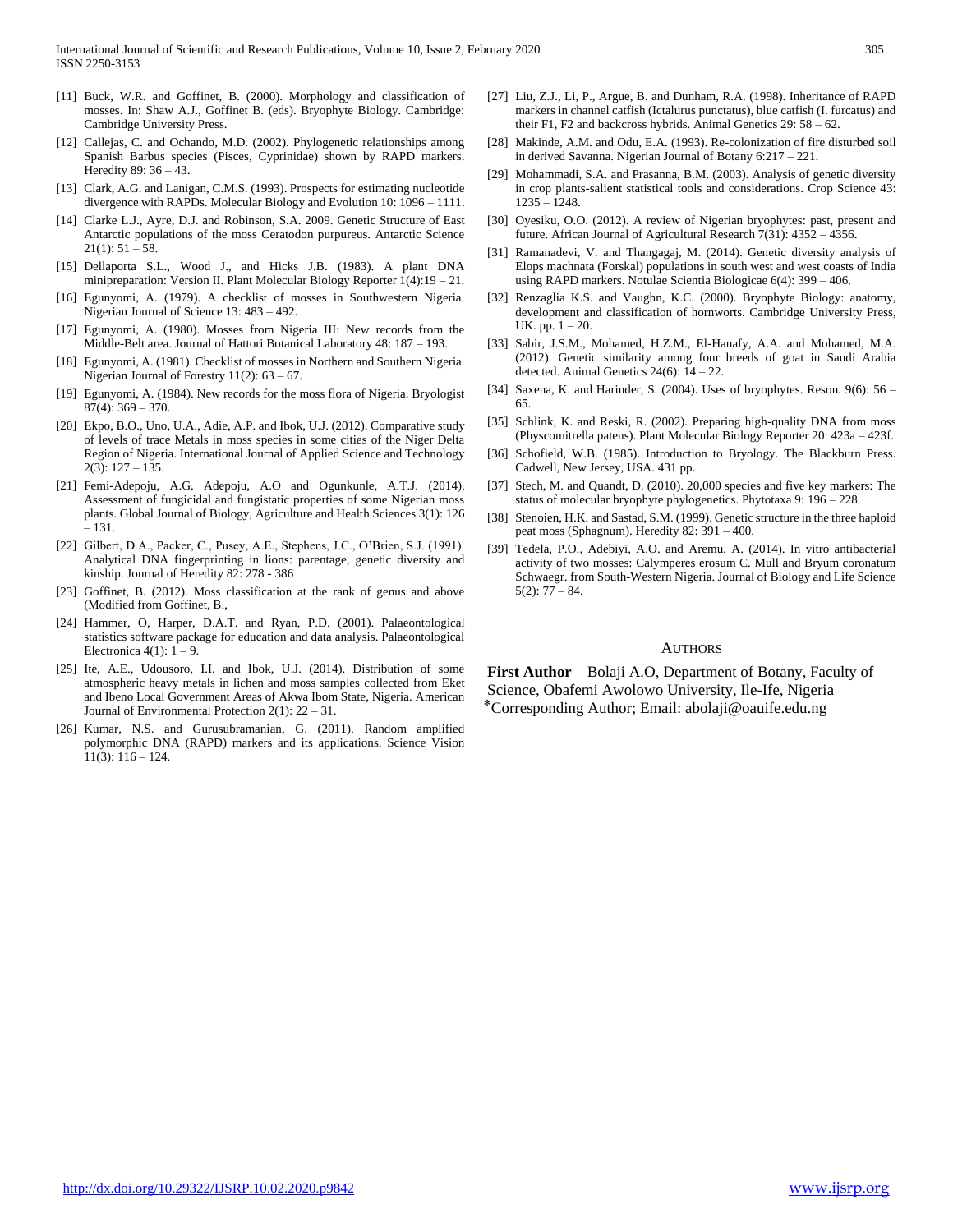[11] Buck, W.R. and Goffinet, B. (2000). Morphology and classification of mosses. In: Shaw A.J., Goffinet B. (eds). Bryophyte Biology. Cambridge: Cambridge University Press.

[12] Callejas, C. and Ochando, M.D. (2002). Phylogenetic relationships among Spanish Barbus species (Pisces, Cyprinidae) shown by RAPD markers. Heredity 89: 36 – 43.

[13] Clark, A.G. and Lanigan, C.M.S. (1993). Prospects for estimating nucleotide divergence with RAPDs. Molecular Biology and Evolution 10: 1096 – 1111.

[14] Clarke L.J., Ayre, D.J. and Robinson, S.A. 2009. Genetic Structure of East Antarctic populations of the moss Ceratodon purpureus. Antarctic Science 21(1): 51 – 58.

[15] Dellaporta S.L., Wood J., and Hicks J.B. (1983). A plant DNA minipreparation: Version II. Plant Molecular Biology Reporter 1(4):19 – 21.

[16] Egunyomi, A. (1979). A checklist of mosses in Southwestern Nigeria. Nigerian Journal of Science 13: 483 – 492.

[17] Egunyomi, A. (1980). Mosses from Nigeria III: New records from the Middle-Belt area. Journal of Hattori Botanical Laboratory 48: 187 – 193.

[18] Egunyomi, A. (1981). Checklist of mosses in Northern and Southern Nigeria. Nigerian Journal of Forestry 11(2): 63 – 67.

[19] Egunyomi, A. (1984). New records for the moss flora of Nigeria. Bryologist 87(4): 369 – 370.

[20] Ekpo, B.O., Uno, U.A., Adie, A.P. and Ibok, U.J. (2012). Comparative study of levels of trace Metals in moss species in some cities of the Niger Delta Region of Nigeria. International Journal of Applied Science and Technology 2(3): 127 – 135.

[21] Femi-Adepoju, A.G. Adepoju, A.O and Ogunkunle, A.T.J. (2014). Assessment of fungicidal and fungistatic properties of some Nigerian moss plants. Global Journal of Biology, Agriculture and Health Sciences 3(1): 126 – 131.

[22] Gilbert, D.A., Packer, C., Pusey, A.E., Stephens, J.C., O'Brien, S.J. (1991). Analytical DNA fingerprinting in lions: parentage, genetic diversity and kinship. Journal of Heredity 82: 278 - 386

[23] Goffinet, B. (2012). Moss classification at the rank of genus and above (Modified from Goffinet, B.,

[24] Hammer, O, Harper, D.A.T. and Ryan, P.D. (2001). Palaeontological statistics software package for education and data analysis. Palaeontological Electronica 4(1): 1 – 9.

[25] Ite, A.E., Udousoro, I.I. and Ibok, U.J. (2014). Distribution of some atmospheric heavy metals in lichen and moss samples collected from Eket and Ibeno Local Government Areas of Akwa Ibom State, Nigeria. American Journal of Environmental Protection 2(1): 22 – 31.

[26] Kumar, N.S. and Gurusubramanian, G. (2011). Random amplified polymorphic DNA (RAPD) markers and its applications. Science Vision 11(3): 116 – 124.

[27] Liu, Z.J., Li, P., Argue, B. and Dunham, R.A. (1998). Inheritance of RAPD markers in channel catfish (Ictalurus punctatus), blue catfish (I. furcatus) and their F1, F2 and backcross hybrids. Animal Genetics 29: 58 – 62.

[28] Makinde, A.M. and Odu, E.A. (1993). Re-colonization of fire disturbed soil in derived Savanna. Nigerian Journal of Botany 6:217 – 221.

[29] Mohammadi, S.A. and Prasanna, B.M. (2003). Analysis of genetic diversity in crop plants-salient statistical tools and considerations. Crop Science 43: 1235 – 1248.

[30] Oyesiku, O.O. (2012). A review of Nigerian bryophytes: past, present and future. African Journal of Agricultural Research 7(31): 4352 – 4356.

[31] Ramanadevi, V. and Thangagaj, M. (2014). Genetic diversity analysis of Elops machnata (Forskal) populations in south west and west coasts of India using RAPD markers. Notulae Scientia Biologicae 6(4): 399 – 406.

[32] Renzaglia K.S. and Vaughn, K.C. (2000). Bryophyte Biology: anatomy, development and classification of hornworts. Cambridge University Press, UK. pp. 1 – 20.

[33] Sabir, J.S.M., Mohamed, H.Z.M., El-Hanafy, A.A. and Mohamed, M.A. (2012). Genetic similarity among four breeds of goat in Saudi Arabia detected. Animal Genetics 24(6): 14 – 22.

[34] Saxena, K. and Harinder, S. (2004). Uses of bryophytes. Reson. 9(6): 56 – 65.

[35] Schlink, K. and Reski, R. (2002). Preparing high-quality DNA from moss (Physcomitrella patens). Plant Molecular Biology Reporter 20: 423a – 423f.

[36] Schofield, W.B. (1985). Introduction to Bryology. The Blackburn Press. Cadwell, New Jersey, USA. 431 pp.

[37] Stech, M. and Quandt, D. (2010). 20,000 species and five key markers: The status of molecular bryophyte phylogenetics. Phytotaxa 9: 196 – 228.

[38] Stenoien, H.K. and Sastad, S.M. (1999). Genetic structure in the three haploid peat moss (Sphagnum). Heredity 82: 391 – 400.

[39] Tedela, P.O., Adebiyi, A.O. and Aremu, A. (2014). In vitro antibacterial activity of two mosses: Calymperes erosum C. Mull and Bryum coronatum Schwaegr. from South-Western Nigeria. Journal of Biology and Life Science 5(2): 77 – 84.

## AUTHORS

**First Author** – Bolaji A.O, Department of Botany, Faculty of Science, Obafemi Awolowo University, Ile-Ife, Nigeria
*Corresponding Author; Email: abolaji@oauife.edu.ng